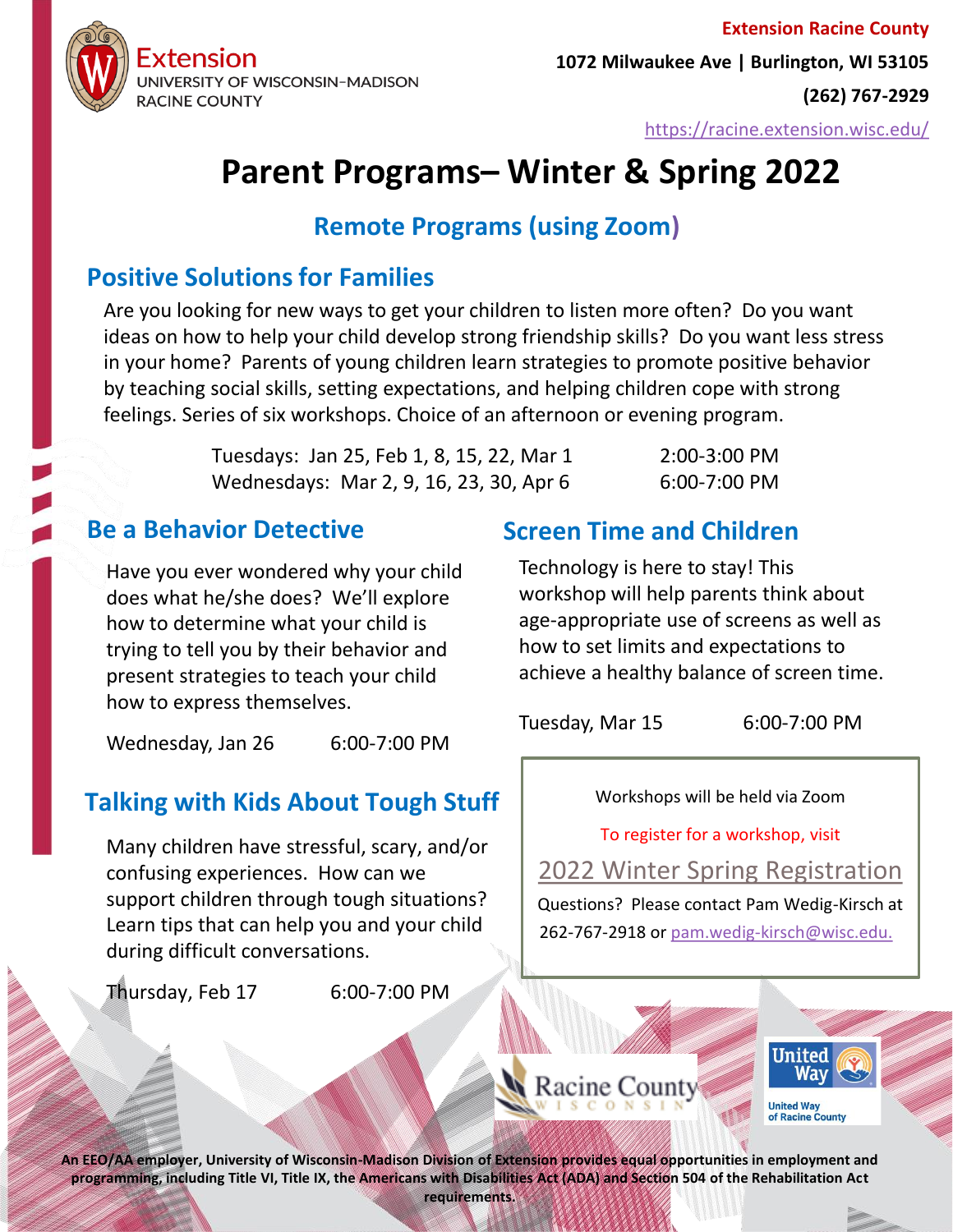Extension
UNIVERSITY OF WISCONSIN–MADISON
RACINE COUNTY

**Extension Racine County**

**1072 Milwaukee Ave | Burlington, WI 53105**

**(262) 767-2929**

https://racine.extension.wisc.edu/

# Parent Programs– Winter & Spring 2022

## Remote Programs (using Zoom)

### Positive Solutions for Families

Are you looking for new ways to get your children to listen more often? Do you want ideas on how to help your child develop strong friendship skills? Do you want less stress in your home? Parents of young children learn strategies to promote positive behavior by teaching social skills, setting expectations, and helping children cope with strong feelings. Series of six workshops. Choice of an afternoon or evening program.

Tuesdays: Jan 25, Feb 1, 8, 15, 22, Mar 1 — 2:00-3:00 PM
Wednesdays: Mar 2, 9, 16, 23, 30, Apr 6 — 6:00-7:00 PM

### Be a Behavior Detective

Have you ever wondered why your child does what he/she does? We'll explore how to determine what your child is trying to tell you by their behavior and present strategies to teach your child how to express themselves.

Wednesday, Jan 26 — 6:00-7:00 PM

### Talking with Kids About Tough Stuff

Many children have stressful, scary, and/or confusing experiences. How can we support children through tough situations? Learn tips that can help you and your child during difficult conversations.

Thursday, Feb 17 — 6:00-7:00 PM

### Screen Time and Children

Technology is here to stay! This workshop will help parents think about age-appropriate use of screens as well as how to set limits and expectations to achieve a healthy balance of screen time.

Tuesday, Mar 15 — 6:00-7:00 PM

Workshops will be held via Zoom

To register for a workshop, visit

2022 Winter Spring Registration

Questions? Please contact Pam Wedig-Kirsch at 262-767-2918 or pam.wedig-kirsch@wisc.edu.

Racine County WISCONSIN

United Way of Racine County

**An EEO/AA employer, University of Wisconsin-Madison Division of Extension provides equal opportunities in employment and programming, including Title VI, Title IX, the Americans with Disabilities Act (ADA) and Section 504 of the Rehabilitation Act requirements.**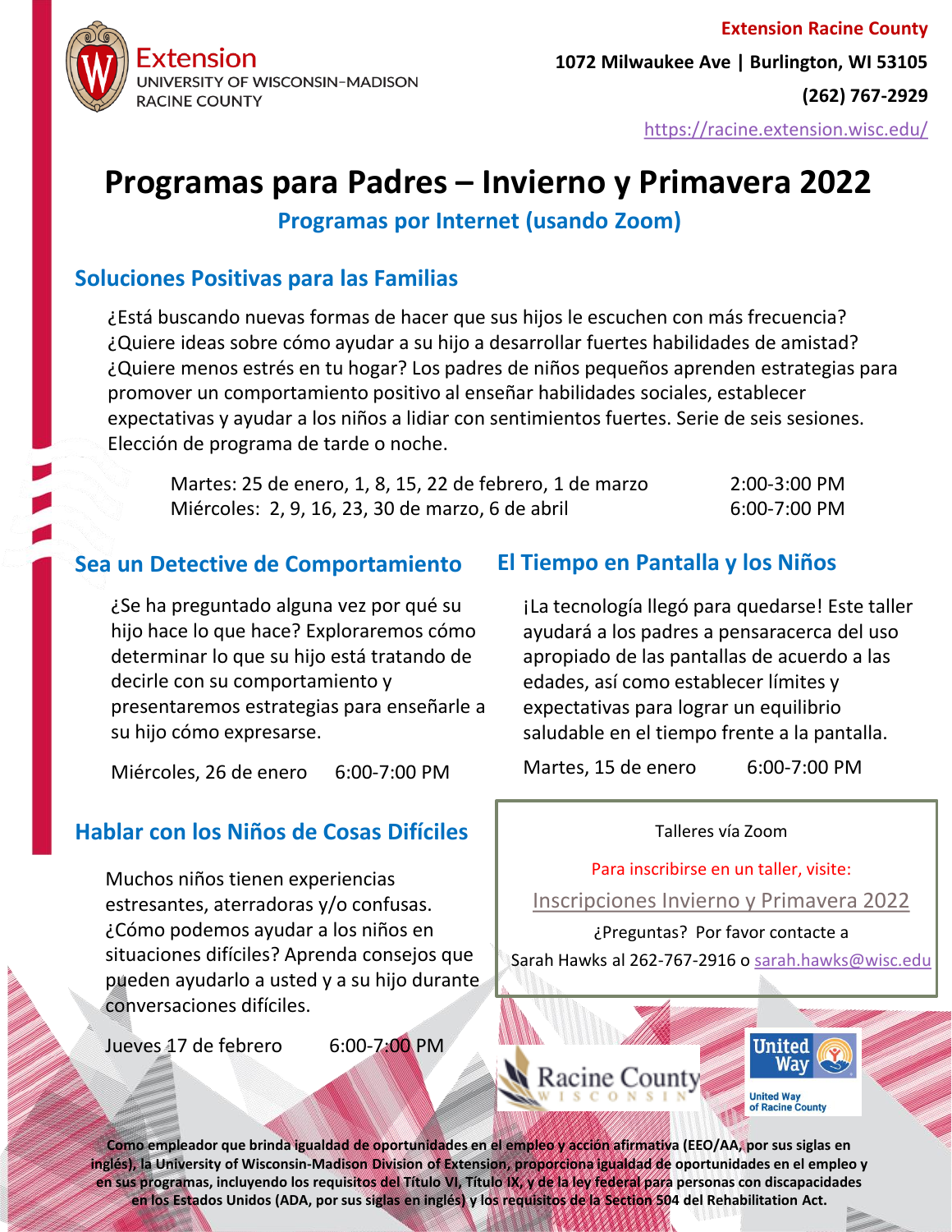**Extension**
UNIVERSITY OF WISCONSIN–MADISON
RACINE COUNTY

**Extension Racine County**
**1072 Milwaukee Ave | Burlington, WI 53105**
**(262) 767-2929**
https://racine.extension.wisc.edu/

# Programas para Padres – Invierno y Primavera 2022

## Programas por Internet (usando Zoom)

## Soluciones Positivas para las Familias

¿Está buscando nuevas formas de hacer que sus hijos le escuchen con más frecuencia? ¿Quiere ideas sobre cómo ayudar a su hijo a desarrollar fuertes habilidades de amistad? ¿Quiere menos estrés en tu hogar? Los padres de niños pequeños aprenden estrategias para promover un comportamiento positivo al enseñar habilidades sociales, establecer expectativas y ayudar a los niños a lidiar con sentimientos fuertes. Serie de seis sesiones. Elección de programa de tarde o noche.

| | |
|---|---|
| Martes: 25 de enero, 1, 8, 15, 22 de febrero, 1 de marzo | 2:00-3:00 PM |
| Miércoles: 2, 9, 16, 23, 30 de marzo, 6 de abril | 6:00-7:00 PM |

## Sea un Detective de Comportamiento

¿Se ha preguntado alguna vez por qué su hijo hace lo que hace? Exploraremos cómo determinar lo que su hijo está tratando de decirle con su comportamiento y presentaremos estrategias para enseñarle a su hijo cómo expresarse.

Miércoles, 26 de enero 6:00-7:00 PM

## El Tiempo en Pantalla y los Niños

¡La tecnología llegó para quedarse! Este taller ayudará a los padres a pensaracerca del uso apropiado de las pantallas de acuerdo a las edades, así como establecer límites y expectativas para lograr un equilibrio saludable en el tiempo frente a la pantalla.

Martes, 15 de enero 6:00-7:00 PM

## Hablar con los Niños de Cosas Difíciles

Muchos niños tienen experiencias estresantes, aterradoras y/o confusas. ¿Cómo podemos ayudar a los niños en situaciones difíciles? Aprenda consejos que pueden ayudarlo a usted y a su hijo durante conversaciones difíciles.

Jueves 17 de febrero 6:00-7:00 PM

Talleres vía Zoom

Para inscribirse en un taller, visite:

Inscripciones Invierno y Primavera 2022

¿Preguntas? Por favor contacte a Sarah Hawks al 262-767-2916 o sarah.hawks@wisc.edu

Racine County WISCONSIN

United Way of Racine County

**Como empleador que brinda igualdad de oportunidades en el empleo y acción afirmativa (EEO/AA, por sus siglas en inglés), la University of Wisconsin-Madison Division of Extension, proporciona igualdad de oportunidades en el empleo y en sus programas, incluyendo los requisitos del Título VI, Título IX, y de la ley federal para personas con discapacidades en los Estados Unidos (ADA, por sus siglas en inglés) y los requisitos de la Section 504 del Rehabilitation Act.**